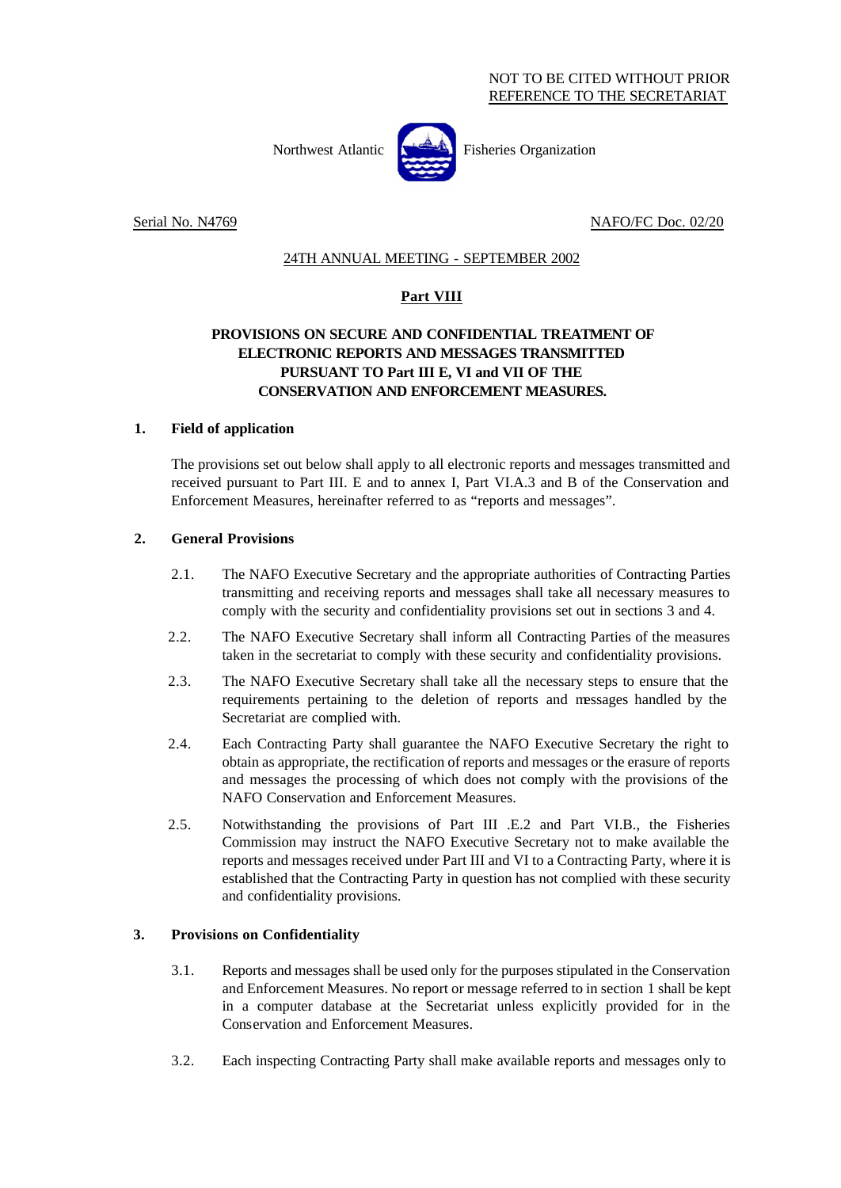NOT TO BE CITED WITHOUT PRIOR REFERENCE TO THE SECRETARIAT

Northwest Atlantic Fisheries Organization

Serial No. N4769 NAFO/FC Doc. 02/20

24TH ANNUAL MEETING - SEPTEMBER 2002

**Part VIII**

# PROVISIONS ON SECURE AND CONFIDENTIAL TREATMENT OF ELECTRONIC REPORTS AND MESSAGES TRANSMITTED PURSUANT TO Part III E, VI and VII OF THE CONSERVATION AND ENFORCEMENT MEASURES.

## 1. Field of application

The provisions set out below shall apply to all electronic reports and messages transmitted and received pursuant to Part III. E and to annex I, Part VI.A.3 and B of the Conservation and Enforcement Measures, hereinafter referred to as "reports and messages".

## 2. General Provisions

2.1. The NAFO Executive Secretary and the appropriate authorities of Contracting Parties transmitting and receiving reports and messages shall take all necessary measures to comply with the security and confidentiality provisions set out in sections 3 and 4.

2.2. The NAFO Executive Secretary shall inform all Contracting Parties of the measures taken in the secretariat to comply with these security and confidentiality provisions.

2.3. The NAFO Executive Secretary shall take all the necessary steps to ensure that the requirements pertaining to the deletion of reports and messages handled by the Secretariat are complied with.

2.4. Each Contracting Party shall guarantee the NAFO Executive Secretary the right to obtain as appropriate, the rectification of reports and messages or the erasure of reports and messages the processing of which does not comply with the provisions of the NAFO Conservation and Enforcement Measures.

2.5. Notwithstanding the provisions of Part III .E.2 and Part VI.B., the Fisheries Commission may instruct the NAFO Executive Secretary not to make available the reports and messages received under Part III and VI to a Contracting Party, where it is established that the Contracting Party in question has not complied with these security and confidentiality provisions.

## 3. Provisions on Confidentiality

3.1. Reports and messages shall be used only for the purposes stipulated in the Conservation and Enforcement Measures. No report or message referred to in section 1 shall be kept in a computer database at the Secretariat unless explicitly provided for in the Conservation and Enforcement Measures.

3.2. Each inspecting Contracting Party shall make available reports and messages only to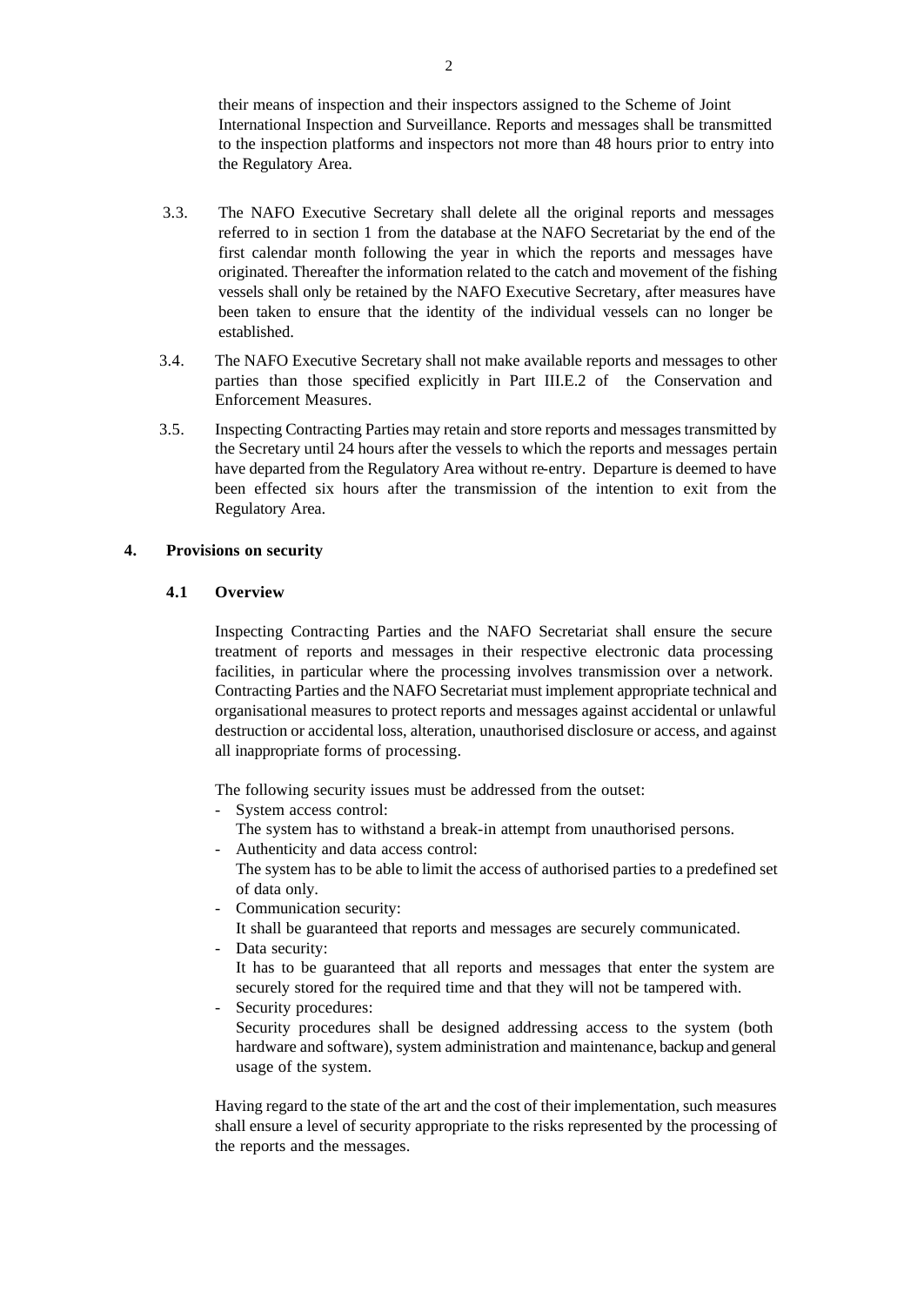their means of inspection and their inspectors assigned to the Scheme of Joint International Inspection and Surveillance. Reports and messages shall be transmitted to the inspection platforms and inspectors not more than 48 hours prior to entry into the Regulatory Area.

3.3. The NAFO Executive Secretary shall delete all the original reports and messages referred to in section 1 from the database at the NAFO Secretariat by the end of the first calendar month following the year in which the reports and messages have originated. Thereafter the information related to the catch and movement of the fishing vessels shall only be retained by the NAFO Executive Secretary, after measures have been taken to ensure that the identity of the individual vessels can no longer be established.

3.4. The NAFO Executive Secretary shall not make available reports and messages to other parties than those specified explicitly in Part III.E.2 of the Conservation and Enforcement Measures.

3.5. Inspecting Contracting Parties may retain and store reports and messages transmitted by the Secretary until 24 hours after the vessels to which the reports and messages pertain have departed from the Regulatory Area without re-entry. Departure is deemed to have been effected six hours after the transmission of the intention to exit from the Regulatory Area.

## 4. Provisions on security

### 4.1 Overview

Inspecting Contracting Parties and the NAFO Secretariat shall ensure the secure treatment of reports and messages in their respective electronic data processing facilities, in particular where the processing involves transmission over a network. Contracting Parties and the NAFO Secretariat must implement appropriate technical and organisational measures to protect reports and messages against accidental or unlawful destruction or accidental loss, alteration, unauthorised disclosure or access, and against all inappropriate forms of processing.

The following security issues must be addressed from the outset:

- System access control:
  The system has to withstand a break-in attempt from unauthorised persons.
- Authenticity and data access control:
  The system has to be able to limit the access of authorised parties to a predefined set of data only.
- Communication security:
  It shall be guaranteed that reports and messages are securely communicated.
- Data security:
  It has to be guaranteed that all reports and messages that enter the system are securely stored for the required time and that they will not be tampered with.
- Security procedures:
  Security procedures shall be designed addressing access to the system (both hardware and software), system administration and maintenance, backup and general usage of the system.

Having regard to the state of the art and the cost of their implementation, such measures shall ensure a level of security appropriate to the risks represented by the processing of the reports and the messages.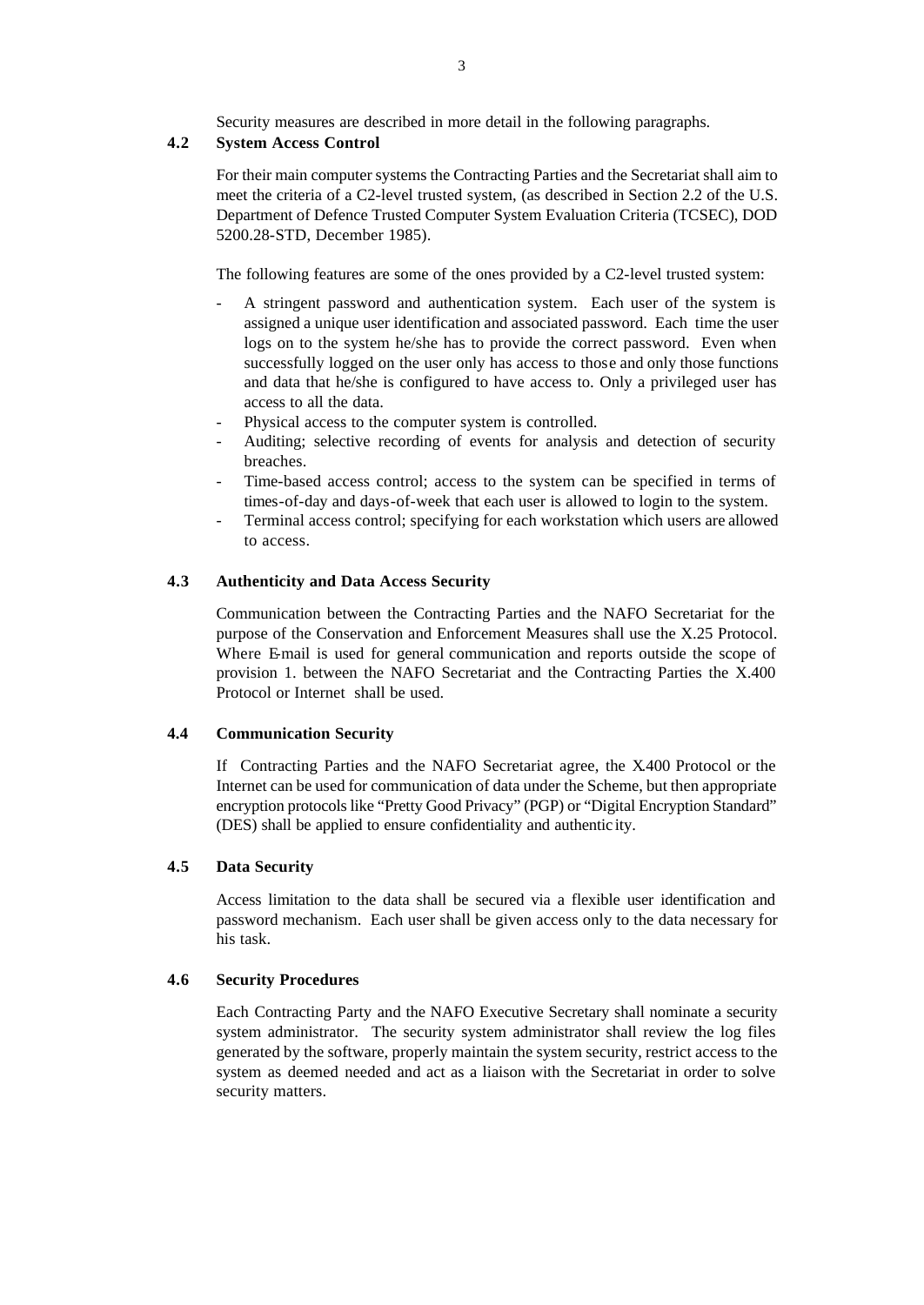Security measures are described in more detail in the following paragraphs.

### 4.2 System Access Control

For their main computer systems the Contracting Parties and the Secretariat shall aim to meet the criteria of a C2-level trusted system, (as described in Section 2.2 of the U.S. Department of Defence Trusted Computer System Evaluation Criteria (TCSEC), DOD 5200.28-STD, December 1985).

The following features are some of the ones provided by a C2-level trusted system:

- A stringent password and authentication system. Each user of the system is assigned a unique user identification and associated password. Each time the user logs on to the system he/she has to provide the correct password. Even when successfully logged on the user only has access to those and only those functions and data that he/she is configured to have access to. Only a privileged user has access to all the data.
- Physical access to the computer system is controlled.
- Auditing; selective recording of events for analysis and detection of security breaches.
- Time-based access control; access to the system can be specified in terms of times-of-day and days-of-week that each user is allowed to login to the system.
- Terminal access control; specifying for each workstation which users are allowed to access.

### 4.3 Authenticity and Data Access Security

Communication between the Contracting Parties and the NAFO Secretariat for the purpose of the Conservation and Enforcement Measures shall use the X.25 Protocol. Where E-mail is used for general communication and reports outside the scope of provision 1. between the NAFO Secretariat and the Contracting Parties the X.400 Protocol or Internet shall be used.

### 4.4 Communication Security

If Contracting Parties and the NAFO Secretariat agree, the X.400 Protocol or the Internet can be used for communication of data under the Scheme, but then appropriate encryption protocols like "Pretty Good Privacy" (PGP) or "Digital Encryption Standard" (DES) shall be applied to ensure confidentiality and authenticity.

### 4.5 Data Security

Access limitation to the data shall be secured via a flexible user identification and password mechanism. Each user shall be given access only to the data necessary for his task.

### 4.6 Security Procedures

Each Contracting Party and the NAFO Executive Secretary shall nominate a security system administrator. The security system administrator shall review the log files generated by the software, properly maintain the system security, restrict access to the system as deemed needed and act as a liaison with the Secretariat in order to solve security matters.